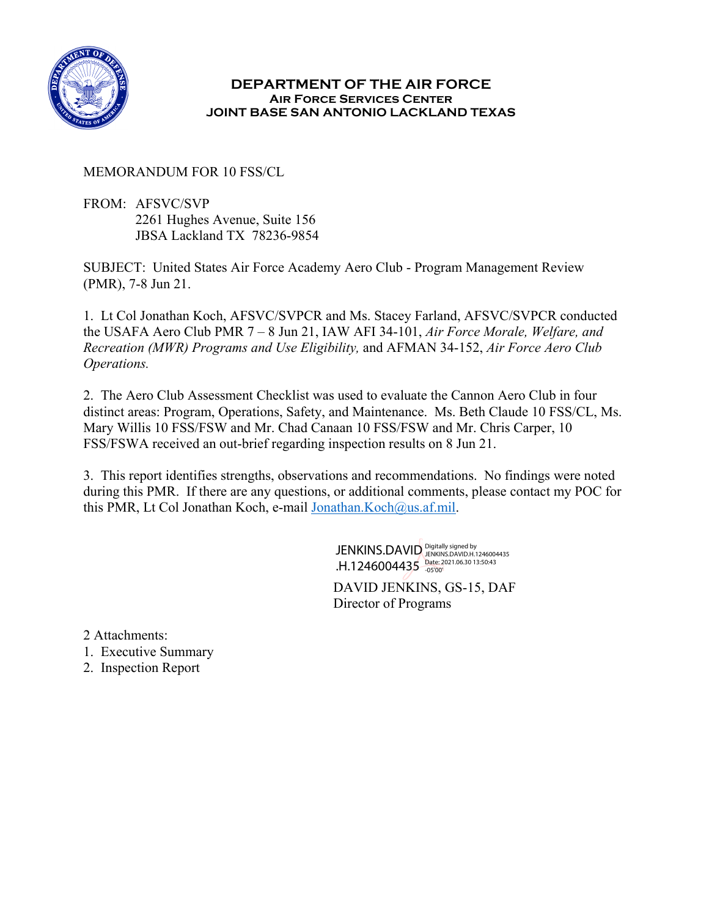**DEPARTMENT OF THE AIR FORCE**
**AIR FORCE SERVICES CENTER**
**JOINT BASE SAN ANTONIO LACKLAND TEXAS**

MEMORANDUM FOR 10 FSS/CL

FROM: AFSVC/SVP
2261 Hughes Avenue, Suite 156
JBSA Lackland TX 78236-9854

SUBJECT: United States Air Force Academy Aero Club - Program Management Review (PMR), 7-8 Jun 21.

1. Lt Col Jonathan Koch, AFSVC/SVPCR and Ms. Stacey Farland, AFSVC/SVPCR conducted the USAFA Aero Club PMR 7 – 8 Jun 21, IAW AFI 34-101, *Air Force Morale, Welfare, and Recreation (MWR) Programs and Use Eligibility,* and AFMAN 34-152, *Air Force Aero Club Operations.*

2. The Aero Club Assessment Checklist was used to evaluate the Cannon Aero Club in four distinct areas: Program, Operations, Safety, and Maintenance. Ms. Beth Claude 10 FSS/CL, Ms. Mary Willis 10 FSS/FSW and Mr. Chad Canaan 10 FSS/FSW and Mr. Chris Carper, 10 FSS/FSWA received an out-brief regarding inspection results on 8 Jun 21.

3. This report identifies strengths, observations and recommendations. No findings were noted during this PMR. If there are any questions, or additional comments, please contact my POC for this PMR, Lt Col Jonathan Koch, e-mail Jonathan.Koch@us.af.mil.

JENKINS.DAVID.H.1246004435 Digitally signed by JENKINS.DAVID.H.1246004435 Date: 2021.06.30 13:50:43 -05'00'

DAVID JENKINS, GS-15, DAF
Director of Programs

2 Attachments:
1. Executive Summary
2. Inspection Report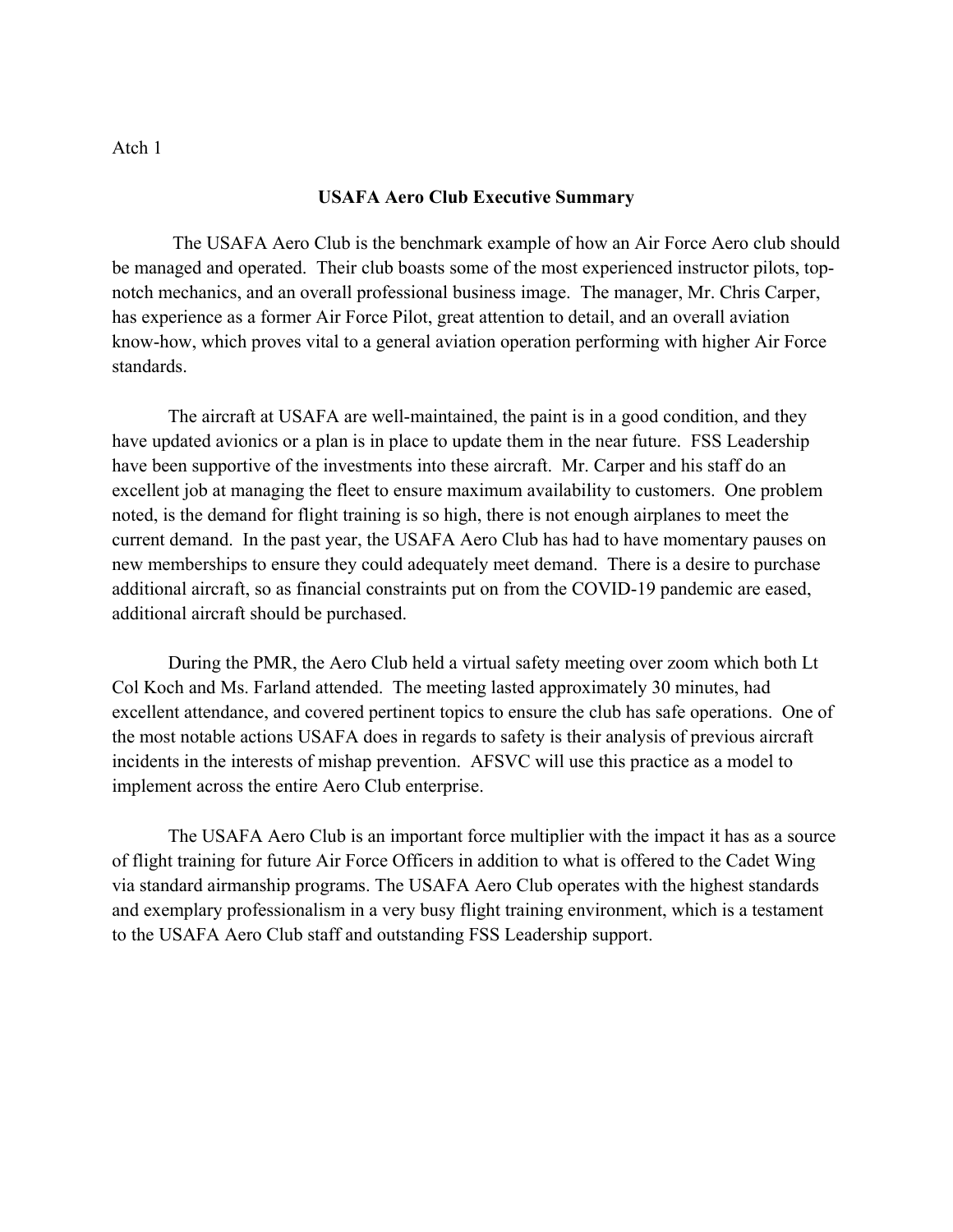Atch 1

**USAFA Aero Club Executive Summary**

The USAFA Aero Club is the benchmark example of how an Air Force Aero club should be managed and operated. Their club boasts some of the most experienced instructor pilots, top-notch mechanics, and an overall professional business image. The manager, Mr. Chris Carper, has experience as a former Air Force Pilot, great attention to detail, and an overall aviation know-how, which proves vital to a general aviation operation performing with higher Air Force standards.

The aircraft at USAFA are well-maintained, the paint is in a good condition, and they have updated avionics or a plan is in place to update them in the near future. FSS Leadership have been supportive of the investments into these aircraft. Mr. Carper and his staff do an excellent job at managing the fleet to ensure maximum availability to customers. One problem noted, is the demand for flight training is so high, there is not enough airplanes to meet the current demand. In the past year, the USAFA Aero Club has had to have momentary pauses on new memberships to ensure they could adequately meet demand. There is a desire to purchase additional aircraft, so as financial constraints put on from the COVID-19 pandemic are eased, additional aircraft should be purchased.

During the PMR, the Aero Club held a virtual safety meeting over zoom which both Lt Col Koch and Ms. Farland attended. The meeting lasted approximately 30 minutes, had excellent attendance, and covered pertinent topics to ensure the club has safe operations. One of the most notable actions USAFA does in regards to safety is their analysis of previous aircraft incidents in the interests of mishap prevention. AFSVC will use this practice as a model to implement across the entire Aero Club enterprise.

The USAFA Aero Club is an important force multiplier with the impact it has as a source of flight training for future Air Force Officers in addition to what is offered to the Cadet Wing via standard airmanship programs. The USAFA Aero Club operates with the highest standards and exemplary professionalism in a very busy flight training environment, which is a testament to the USAFA Aero Club staff and outstanding FSS Leadership support.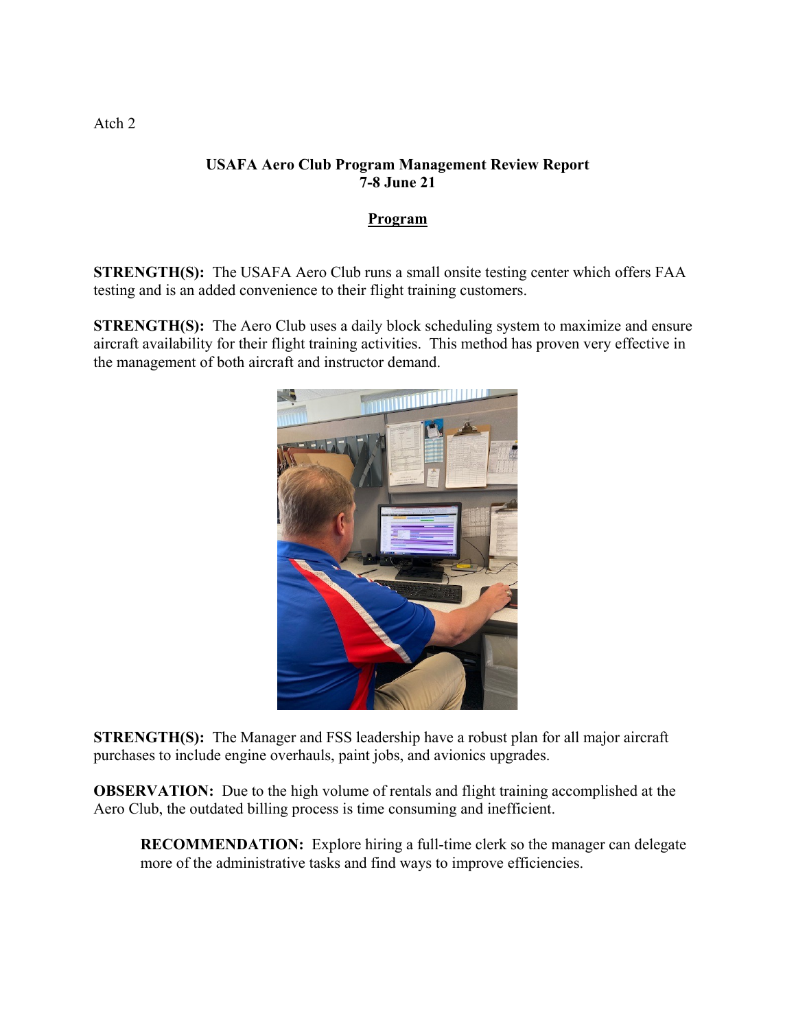Atch 2

**USAFA Aero Club Program Management Review Report**
**7-8 June 21**

**Program**

**STRENGTH(S):** The USAFA Aero Club runs a small onsite testing center which offers FAA testing and is an added convenience to their flight training customers.

**STRENGTH(S):** The Aero Club uses a daily block scheduling system to maximize and ensure aircraft availability for their flight training activities. This method has proven very effective in the management of both aircraft and instructor demand.

**STRENGTH(S):** The Manager and FSS leadership have a robust plan for all major aircraft purchases to include engine overhauls, paint jobs, and avionics upgrades.

**OBSERVATION:** Due to the high volume of rentals and flight training accomplished at the Aero Club, the outdated billing process is time consuming and inefficient.

> **RECOMMENDATION:** Explore hiring a full-time clerk so the manager can delegate more of the administrative tasks and find ways to improve efficiencies.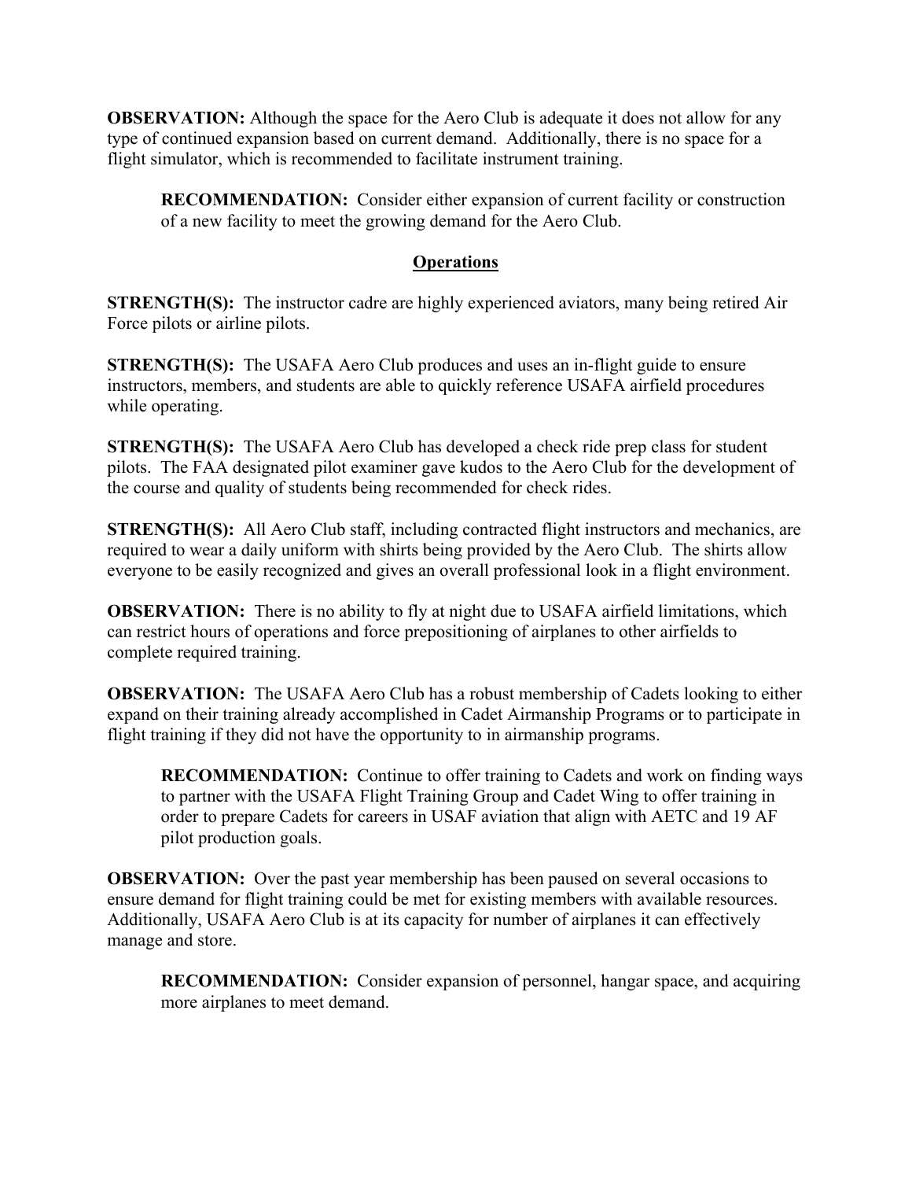**OBSERVATION:** Although the space for the Aero Club is adequate it does not allow for any type of continued expansion based on current demand. Additionally, there is no space for a flight simulator, which is recommended to facilitate instrument training.

> **RECOMMENDATION:** Consider either expansion of current facility or construction of a new facility to meet the growing demand for the Aero Club.

## Operations

**STRENGTH(S):** The instructor cadre are highly experienced aviators, many being retired Air Force pilots or airline pilots.

**STRENGTH(S):** The USAFA Aero Club produces and uses an in-flight guide to ensure instructors, members, and students are able to quickly reference USAFA airfield procedures while operating.

**STRENGTH(S):** The USAFA Aero Club has developed a check ride prep class for student pilots. The FAA designated pilot examiner gave kudos to the Aero Club for the development of the course and quality of students being recommended for check rides.

**STRENGTH(S):** All Aero Club staff, including contracted flight instructors and mechanics, are required to wear a daily uniform with shirts being provided by the Aero Club. The shirts allow everyone to be easily recognized and gives an overall professional look in a flight environment.

**OBSERVATION:** There is no ability to fly at night due to USAFA airfield limitations, which can restrict hours of operations and force prepositioning of airplanes to other airfields to complete required training.

**OBSERVATION:** The USAFA Aero Club has a robust membership of Cadets looking to either expand on their training already accomplished in Cadet Airmanship Programs or to participate in flight training if they did not have the opportunity to in airmanship programs.

> **RECOMMENDATION:** Continue to offer training to Cadets and work on finding ways to partner with the USAFA Flight Training Group and Cadet Wing to offer training in order to prepare Cadets for careers in USAF aviation that align with AETC and 19 AF pilot production goals.

**OBSERVATION:** Over the past year membership has been paused on several occasions to ensure demand for flight training could be met for existing members with available resources. Additionally, USAFA Aero Club is at its capacity for number of airplanes it can effectively manage and store.

> **RECOMMENDATION:** Consider expansion of personnel, hangar space, and acquiring more airplanes to meet demand.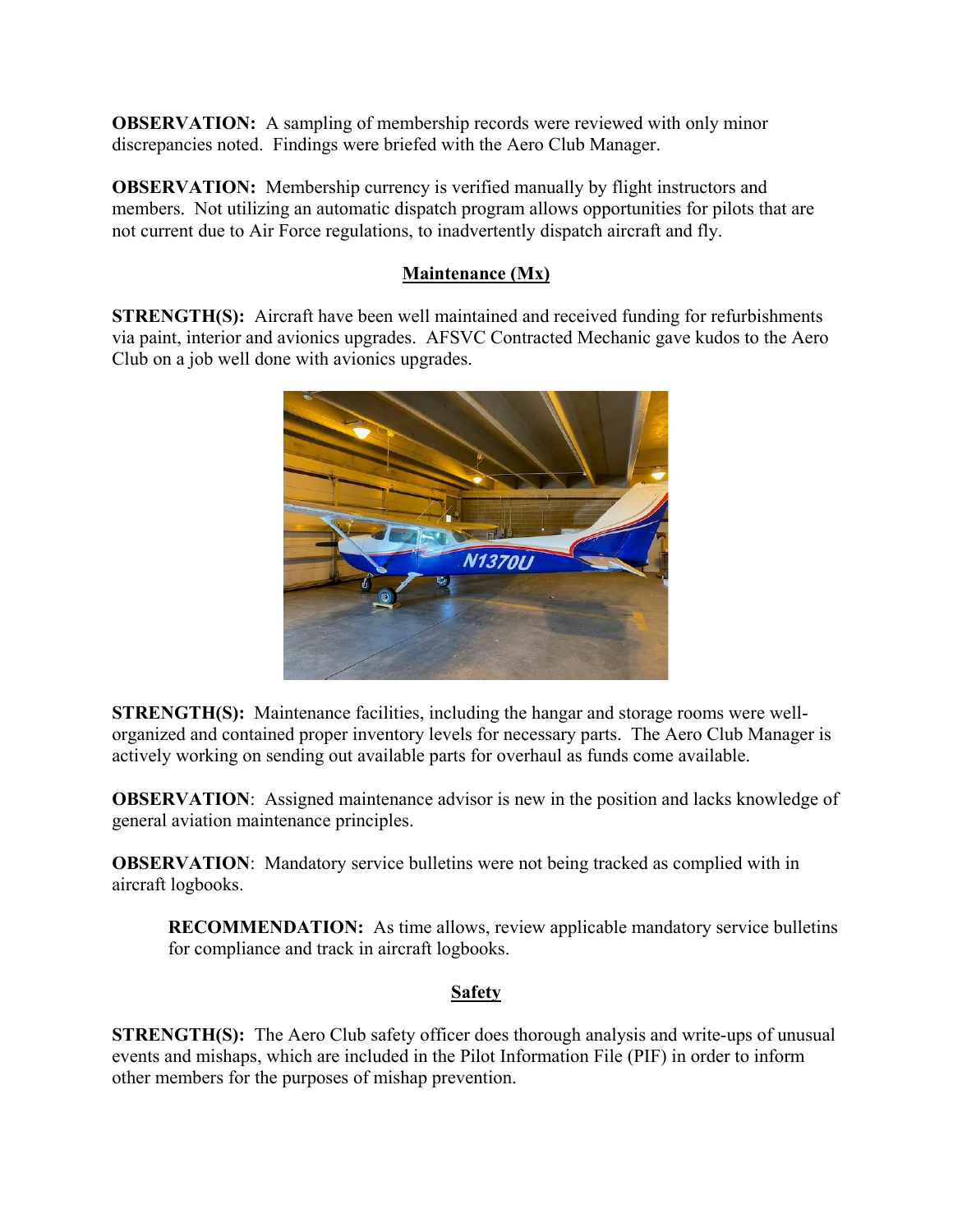**OBSERVATION:** A sampling of membership records were reviewed with only minor discrepancies noted. Findings were briefed with the Aero Club Manager.

**OBSERVATION:** Membership currency is verified manually by flight instructors and members. Not utilizing an automatic dispatch program allows opportunities for pilots that are not current due to Air Force regulations, to inadvertently dispatch aircraft and fly.

## Maintenance (Mx)

**STRENGTH(S):** Aircraft have been well maintained and received funding for refurbishments via paint, interior and avionics upgrades. AFSVC Contracted Mechanic gave kudos to the Aero Club on a job well done with avionics upgrades.

**STRENGTH(S):** Maintenance facilities, including the hangar and storage rooms were well-organized and contained proper inventory levels for necessary parts. The Aero Club Manager is actively working on sending out available parts for overhaul as funds come available.

**OBSERVATION**: Assigned maintenance advisor is new in the position and lacks knowledge of general aviation maintenance principles.

**OBSERVATION**: Mandatory service bulletins were not being tracked as complied with in aircraft logbooks.

> **RECOMMENDATION:** As time allows, review applicable mandatory service bulletins for compliance and track in aircraft logbooks.

## Safety

**STRENGTH(S):** The Aero Club safety officer does thorough analysis and write-ups of unusual events and mishaps, which are included in the Pilot Information File (PIF) in order to inform other members for the purposes of mishap prevention.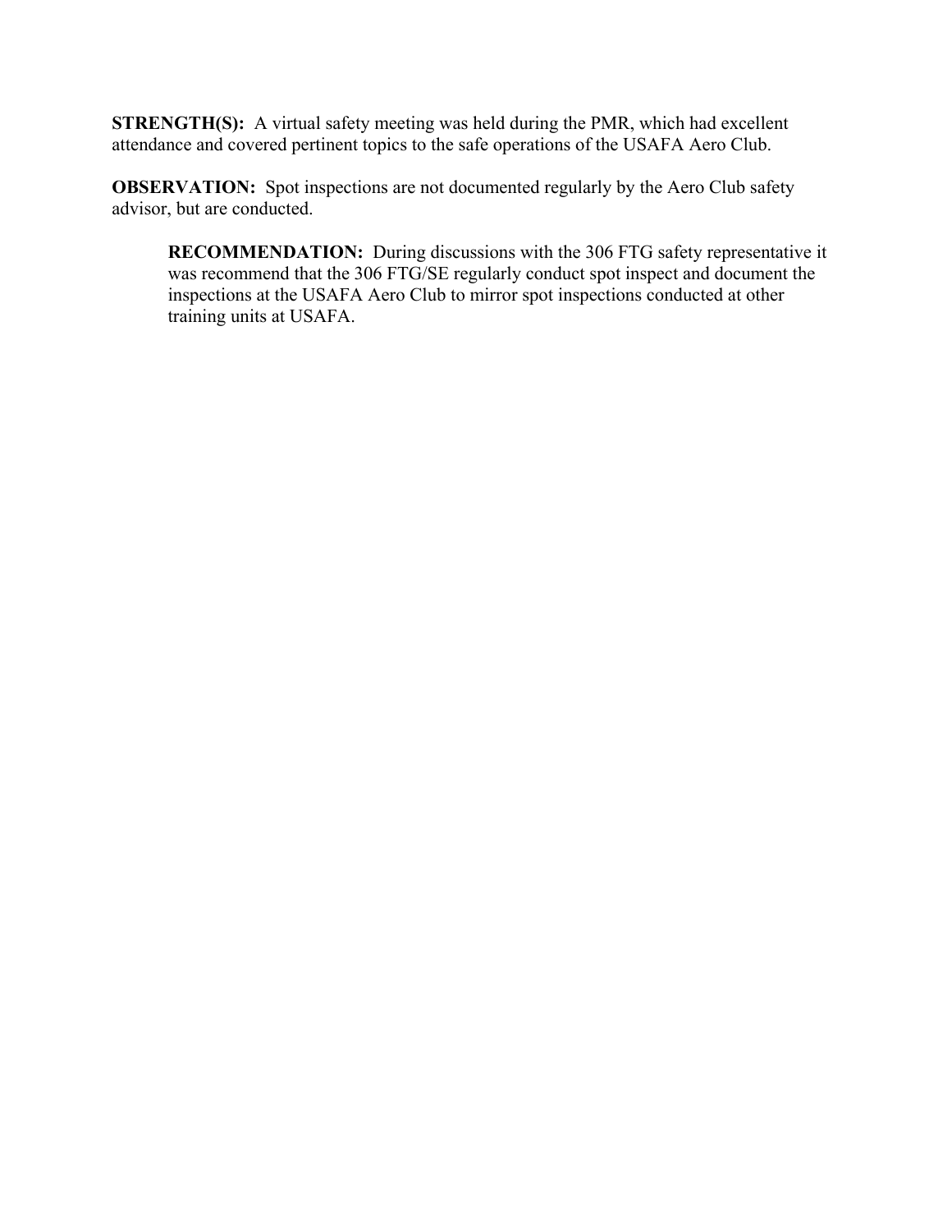**STRENGTH(S):** A virtual safety meeting was held during the PMR, which had excellent attendance and covered pertinent topics to the safe operations of the USAFA Aero Club.

**OBSERVATION:** Spot inspections are not documented regularly by the Aero Club safety advisor, but are conducted.

> **RECOMMENDATION:** During discussions with the 306 FTG safety representative it was recommend that the 306 FTG/SE regularly conduct spot inspect and document the inspections at the USAFA Aero Club to mirror spot inspections conducted at other training units at USAFA.